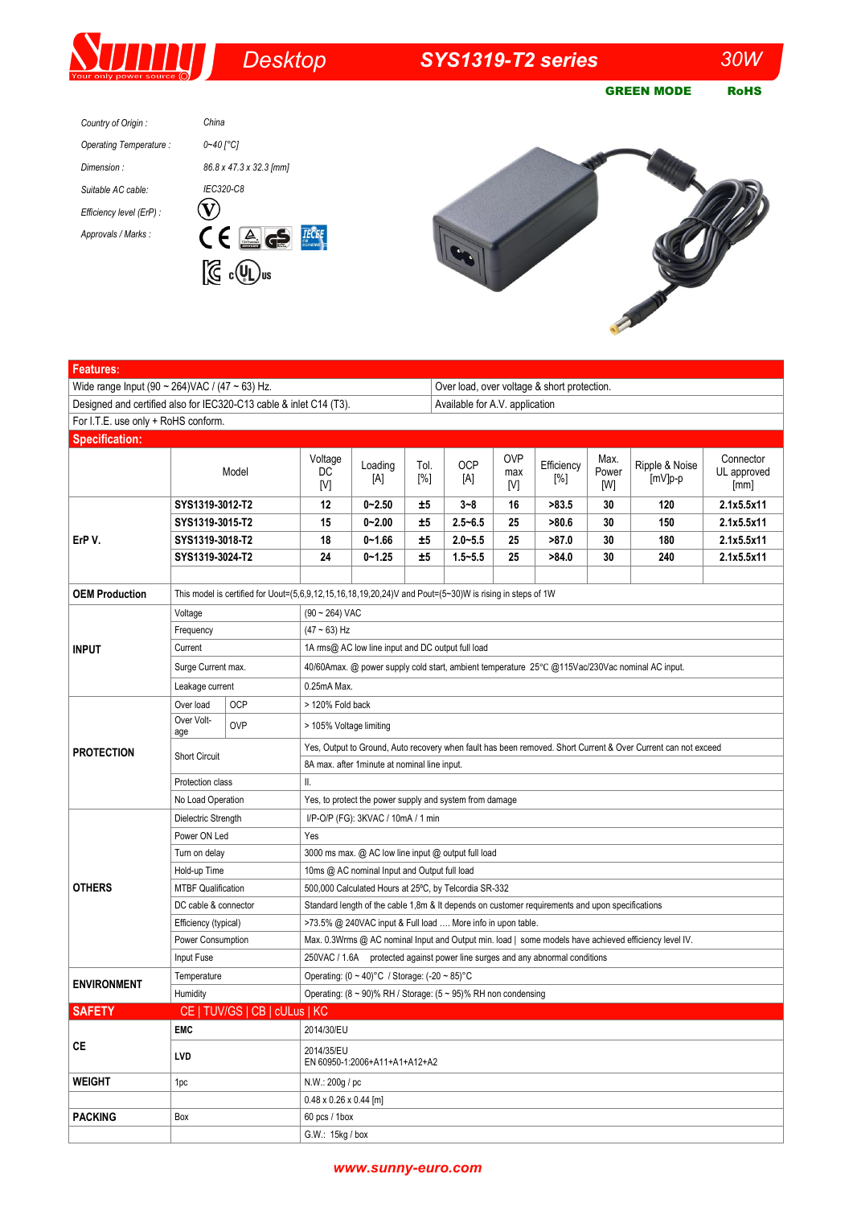# Sunny — Desktop — SYS1319-T2 series — 30W

**GREEN MODE** **RoHS**

| | |
|---|---|
| *Country of Origin :* | *China* |
| *Operating Temperature :* | *0~40 [°C]* |
| *Dimension :* | *86.8 x 47.3 x 32.3 [mm]* |
| *Suitable AC cable:* | *IEC320-C8* |
| *Efficiency level (ErP) :* | V |
| *Approvals / Marks :* | CE, TUV, GS, IECEE CB, KC, cULus |

## Features:

| | |
|---|---|
| Wide range Input (90 ~ 264)VAC / (47 ~ 63) Hz. | Over load, over voltage & short protection. |
| Designed and certified also for IEC320-C13 cable & inlet C14 (T3). | Available for A.V. application |
| For I.T.E. use only + RoHS conform. | |

## Specification:

| | Model | Voltage DC [V] | Loading [A] | Tol. [%] | OCP [A] | OVP max [V] | Efficiency [%] | Max. Power [W] | Ripple & Noise [mV]p-p | Connector UL approved [mm] |
|---|---|---|---|---|---|---|---|---|---|---|
| ErP V. | **SYS1319-3012-T2** | **12** | **0~2.50** | **±5** | **3~8** | **16** | **>83.5** | **30** | **120** | **2.1x5.5x11** |
| | **SYS1319-3015-T2** | **15** | **0~2.00** | **±5** | **2.5~6.5** | **25** | **>80.6** | **30** | **150** | **2.1x5.5x11** |
| | **SYS1319-3018-T2** | **18** | **0~1.66** | **±5** | **2.0~5.5** | **25** | **>87.0** | **30** | **180** | **2.1x5.5x11** |
| | **SYS1319-3024-T2** | **24** | **0~1.25** | **±5** | **1.5~5.5** | **25** | **>84.0** | **30** | **240** | **2.1x5.5x11** |

| | | |
|---|---|---|
| **OEM Production** | This model is certified for Uout=(5,6,9,12,15,16,18,19,20,24)V and Pout=(5~30)W is rising in steps of 1W | |
| **INPUT** | Voltage | (90 ~ 264) VAC |
| | Frequency | (47 ~ 63) Hz |
| | Current | 1A rms@ AC low line input and DC output full load |
| | Surge Current max. | 40/60Amax. @ power supply cold start, ambient temperature 25°C @115Vac/230Vac nominal AC input. |
| | Leakage current | 0.25mA Max. |
| **PROTECTION** | Over load — OCP | > 120% Fold back |
| | Over Voltage — OVP | > 105% Voltage limiting |
| | Short Circuit | Yes, Output to Ground, Auto recovery when fault has been removed. Short Current & Over Current can not exceed 8A max. after 1minute at nominal line input. |
| | Protection class | II. |
| | No Load Operation | Yes, to protect the power supply and system from damage |
| **OTHERS** | Dielectric Strength | I/P-O/P (FG): 3KVAC / 10mA / 1 min |
| | Power ON Led | Yes |
| | Turn on delay | 3000 ms max. @ AC low line input @ output full load |
| | Hold-up Time | 10ms @ AC nominal Input and Output full load |
| | MTBF Qualification | 500,000 Calculated Hours at 25ºC, by Telcordia SR-332 |
| | DC cable & connector | Standard length of the cable 1,8m & It depends on customer requirements and upon specifications |
| | Efficiency (typical) | >73.5% @ 240VAC input & Full load …. More info in upon table. |
| | Power Consumption | Max. 0.3Wrms @ AC nominal Input and Output min. load \| some models have achieved efficiency level IV. |
| | Input Fuse | 250VAC / 1.6A protected against power line surges and any abnormal conditions |
| **ENVIRONMENT** | Temperature | Operating: (0 ~ 40)°C / Storage: (-20 ~ 85)°C |
| | Humidity | Operating: (8 ~ 90)% RH / Storage: (5 ~ 95)% RH non condensing |
| **SAFETY** | CE \| TUV/GS \| CB \| cULus \| KC | |
| **CE** | **EMC** | 2014/30/EU |
| | **LVD** | 2014/35/EU<br>EN 60950-1:2006+A11+A1+A12+A2 |
| **WEIGHT** | 1pc | N.W.: 200g / pc |
| **PACKING** | | 0.48 x 0.26 x 0.44 [m] |
| | Box | 60 pcs / 1box |
| | | G.W.: 15kg / box |

**www.sunny-euro.com**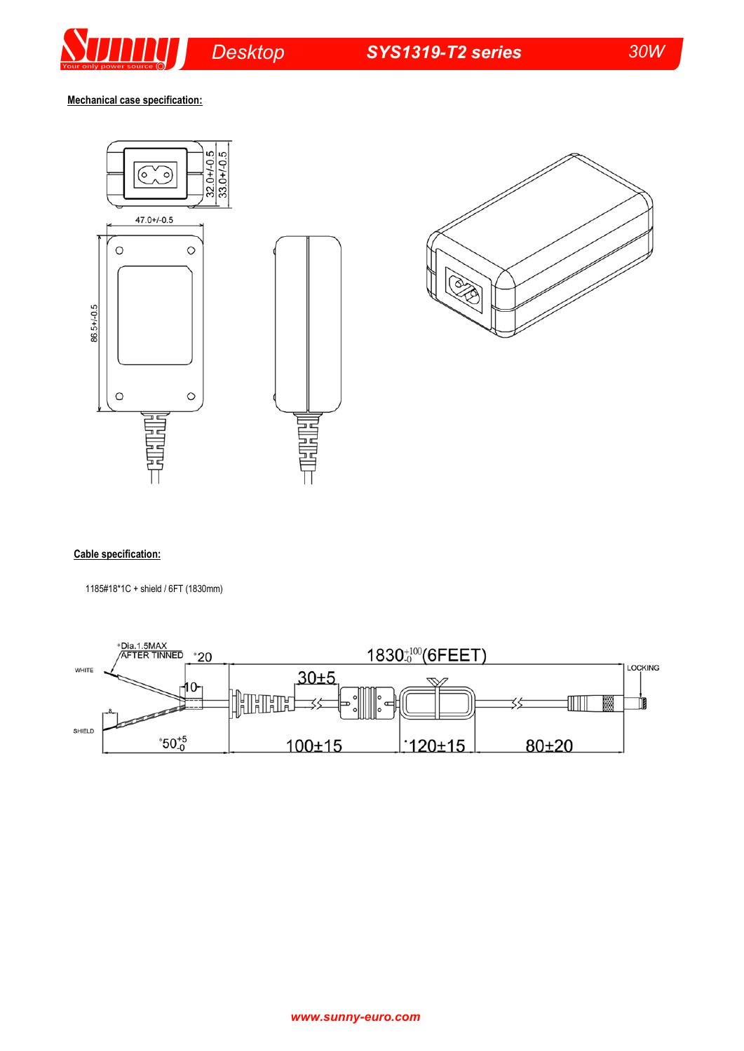**Mechanical case specification:**

32.0+/-0.5

33.0+/-0.5

47.0+/-0.5

86.5+/-0.5

**Cable specification:**

1185#18*1C + shield / 6FT (1830mm)

*Dia.1.5MAX
AFTER TINNED

*20

$1830^{+100}_{-0}$(6FEET)

WHITE

LOCKING

10

30±5

SHIELD

8

$*50^{+5}_{-0}$

100±15

*120±15

80±20